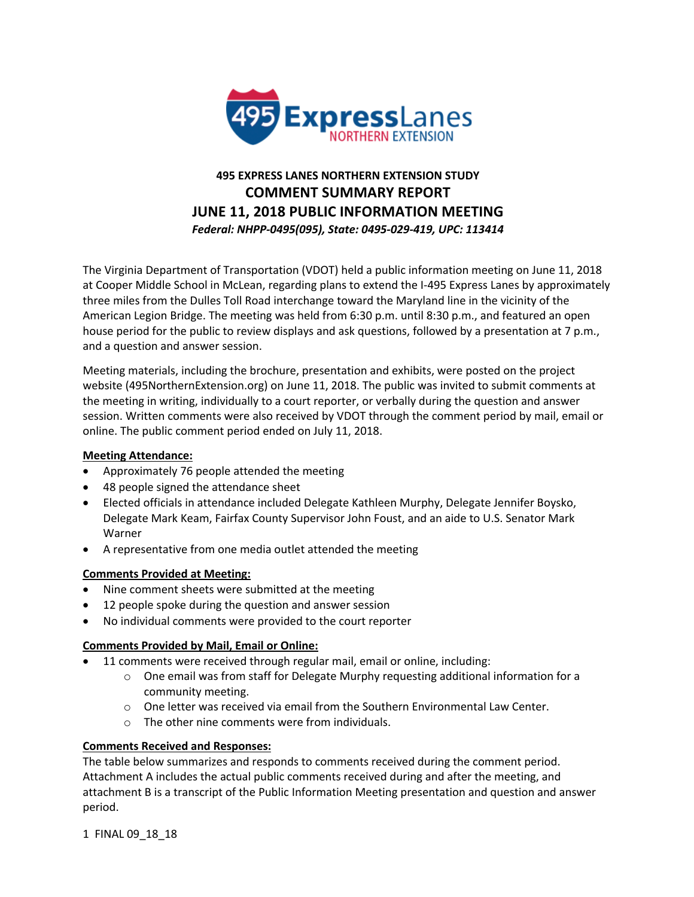# 495 EXPRESS LANES NORTHERN EXTENSION STUDY

## COMMENT SUMMARY REPORT

## JUNE 11, 2018 PUBLIC INFORMATION MEETING

***Federal: NHPP-0495(095), State: 0495-029-419, UPC: 113414***

The Virginia Department of Transportation (VDOT) held a public information meeting on June 11, 2018 at Cooper Middle School in McLean, regarding plans to extend the I-495 Express Lanes by approximately three miles from the Dulles Toll Road interchange toward the Maryland line in the vicinity of the American Legion Bridge. The meeting was held from 6:30 p.m. until 8:30 p.m., and featured an open house period for the public to review displays and ask questions, followed by a presentation at 7 p.m., and a question and answer session.

Meeting materials, including the brochure, presentation and exhibits, were posted on the project website (495NorthernExtension.org) on June 11, 2018. The public was invited to submit comments at the meeting in writing, individually to a court reporter, or verbally during the question and answer session. Written comments were also received by VDOT through the comment period by mail, email or online. The public comment period ended on July 11, 2018.

**Meeting Attendance:**

- Approximately 76 people attended the meeting
- 48 people signed the attendance sheet
- Elected officials in attendance included Delegate Kathleen Murphy, Delegate Jennifer Boysko, Delegate Mark Keam, Fairfax County Supervisor John Foust, and an aide to U.S. Senator Mark Warner
- A representative from one media outlet attended the meeting

**Comments Provided at Meeting:**

- Nine comment sheets were submitted at the meeting
- 12 people spoke during the question and answer session
- No individual comments were provided to the court reporter

**Comments Provided by Mail, Email or Online:**

- 11 comments were received through regular mail, email or online, including:
  - One email was from staff for Delegate Murphy requesting additional information for a community meeting.
  - One letter was received via email from the Southern Environmental Law Center.
  - The other nine comments were from individuals.

**Comments Received and Responses:**

The table below summarizes and responds to comments received during the comment period. Attachment A includes the actual public comments received during and after the meeting, and attachment B is a transcript of the Public Information Meeting presentation and question and answer period.

1 FINAL 09_18_18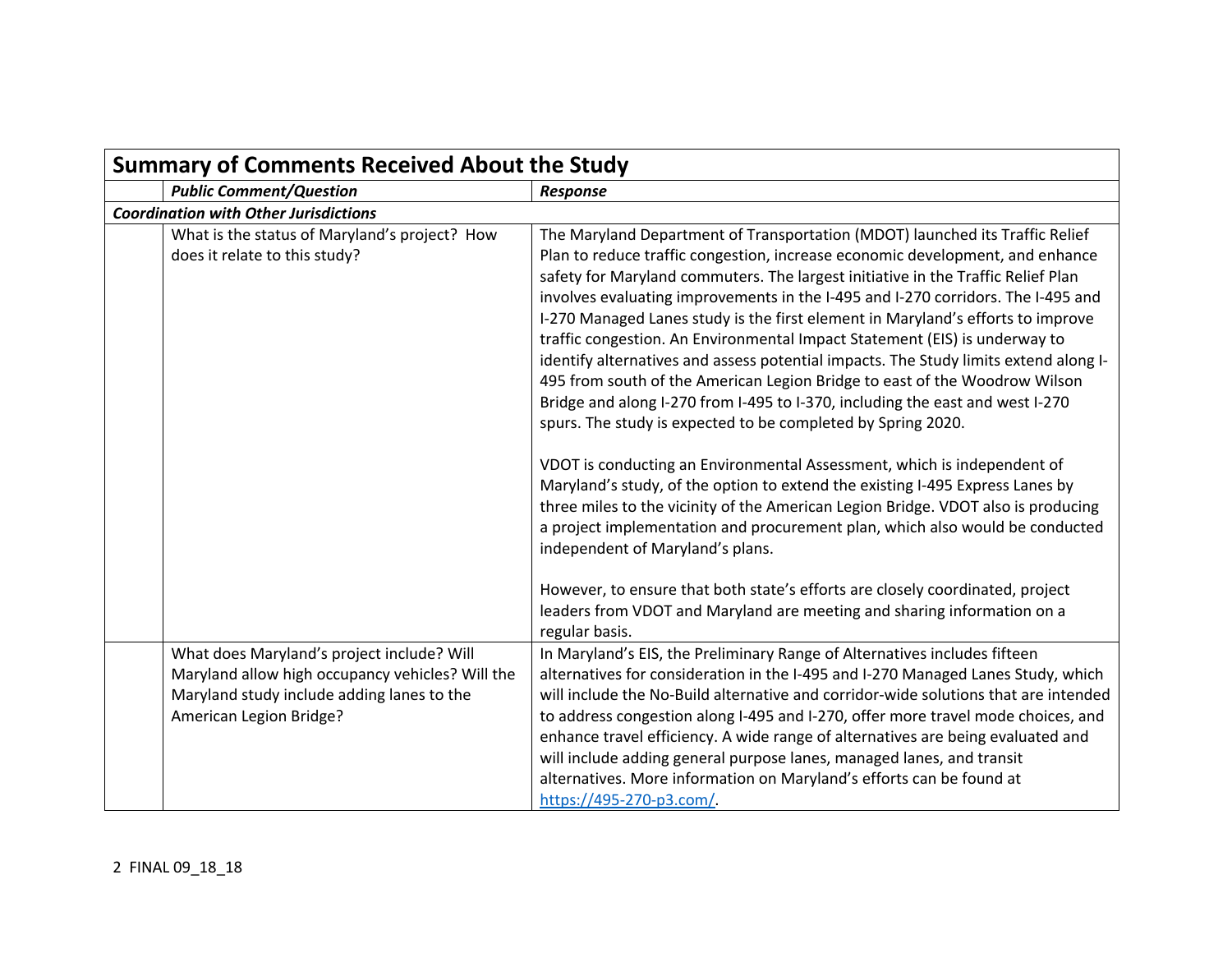| Summary of Comments Received About the Study | | |
|---|---|---|
| | ***Public Comment/Question*** | ***Response*** |
| ***Coordination with Other Jurisdictions*** | | |
| | What is the status of Maryland's project? How does it relate to this study? | The Maryland Department of Transportation (MDOT) launched its Traffic Relief Plan to reduce traffic congestion, increase economic development, and enhance safety for Maryland commuters. The largest initiative in the Traffic Relief Plan involves evaluating improvements in the I-495 and I-270 corridors. The I-495 and I-270 Managed Lanes study is the first element in Maryland's efforts to improve traffic congestion. An Environmental Impact Statement (EIS) is underway to identify alternatives and assess potential impacts. The Study limits extend along I-495 from south of the American Legion Bridge to east of the Woodrow Wilson Bridge and along I-270 from I-495 to I-370, including the east and west I-270 spurs. The study is expected to be completed by Spring 2020.<br><br>VDOT is conducting an Environmental Assessment, which is independent of Maryland's study, of the option to extend the existing I-495 Express Lanes by three miles to the vicinity of the American Legion Bridge. VDOT also is producing a project implementation and procurement plan, which also would be conducted independent of Maryland's plans.<br><br>However, to ensure that both state's efforts are closely coordinated, project leaders from VDOT and Maryland are meeting and sharing information on a regular basis. |
| | What does Maryland's project include? Will Maryland allow high occupancy vehicles? Will the Maryland study include adding lanes to the American Legion Bridge? | In Maryland's EIS, the Preliminary Range of Alternatives includes fifteen alternatives for consideration in the I-495 and I-270 Managed Lanes Study, which will include the No-Build alternative and corridor-wide solutions that are intended to address congestion along I-495 and I-270, offer more travel mode choices, and enhance travel efficiency. A wide range of alternatives are being evaluated and will include adding general purpose lanes, managed lanes, and transit alternatives. More information on Maryland's efforts can be found at [https://495-270-p3.com/](https://495-270-p3.com/). |

FINAL 09_18_18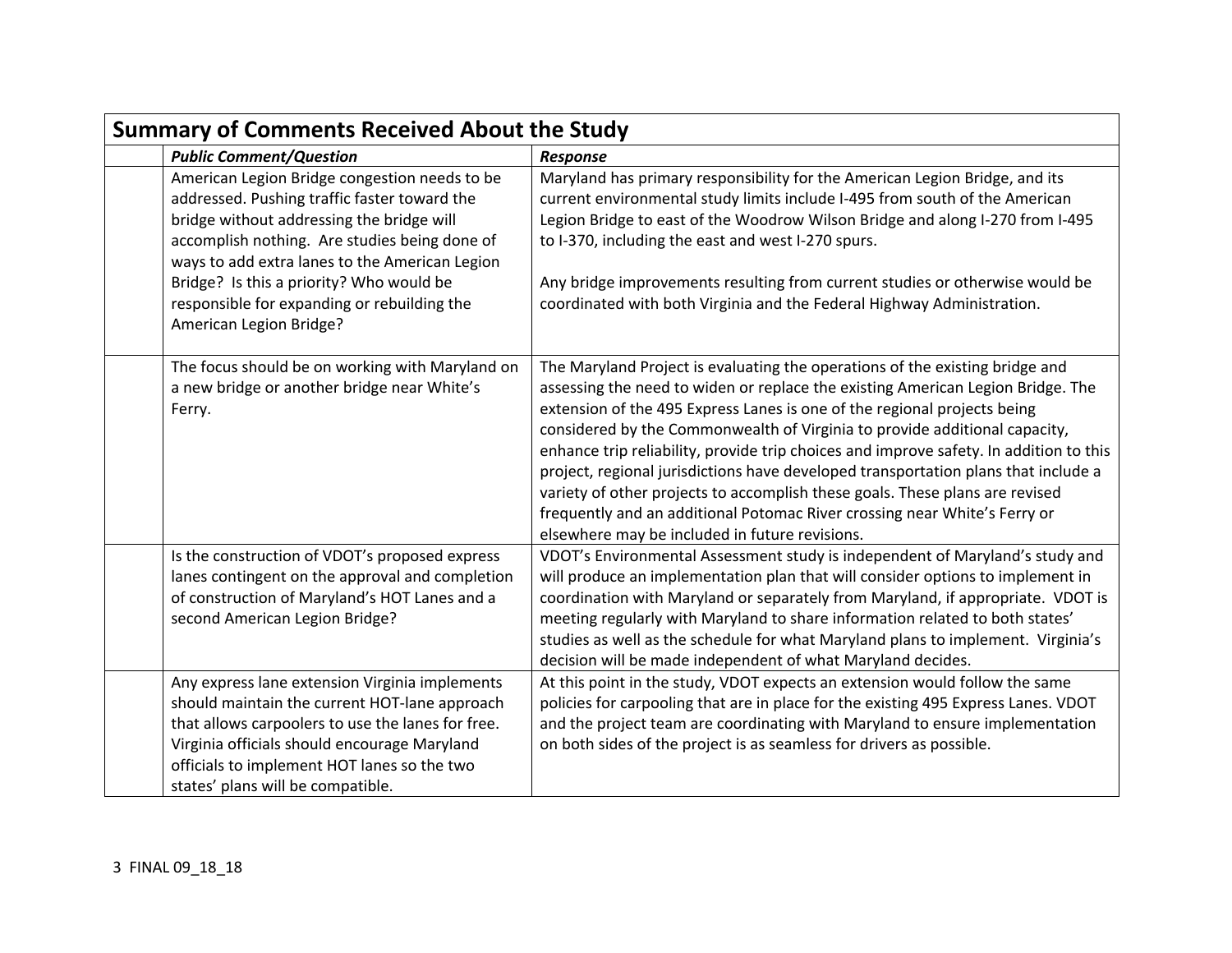| | **Summary of Comments Received About the Study** | |
|---|---|---|
| | ***Public Comment/Question*** | ***Response*** |
| | American Legion Bridge congestion needs to be addressed. Pushing traffic faster toward the bridge without addressing the bridge will accomplish nothing. Are studies being done of ways to add extra lanes to the American Legion Bridge? Is this a priority? Who would be responsible for expanding or rebuilding the American Legion Bridge? | Maryland has primary responsibility for the American Legion Bridge, and its current environmental study limits include I-495 from south of the American Legion Bridge to east of the Woodrow Wilson Bridge and along I-270 from I-495 to I-370, including the east and west I-270 spurs.<br><br>Any bridge improvements resulting from current studies or otherwise would be coordinated with both Virginia and the Federal Highway Administration. |
| | The focus should be on working with Maryland on a new bridge or another bridge near White's Ferry. | The Maryland Project is evaluating the operations of the existing bridge and assessing the need to widen or replace the existing American Legion Bridge. The extension of the 495 Express Lanes is one of the regional projects being considered by the Commonwealth of Virginia to provide additional capacity, enhance trip reliability, provide trip choices and improve safety. In addition to this project, regional jurisdictions have developed transportation plans that include a variety of other projects to accomplish these goals. These plans are revised frequently and an additional Potomac River crossing near White's Ferry or elsewhere may be included in future revisions. |
| | Is the construction of VDOT's proposed express lanes contingent on the approval and completion of construction of Maryland's HOT Lanes and a second American Legion Bridge? | VDOT's Environmental Assessment study is independent of Maryland's study and will produce an implementation plan that will consider options to implement in coordination with Maryland or separately from Maryland, if appropriate. VDOT is meeting regularly with Maryland to share information related to both states' studies as well as the schedule for what Maryland plans to implement. Virginia's decision will be made independent of what Maryland decides. |
| | Any express lane extension Virginia implements should maintain the current HOT-lane approach that allows carpoolers to use the lanes for free. Virginia officials should encourage Maryland officials to implement HOT lanes so the two states' plans will be compatible. | At this point in the study, VDOT expects an extension would follow the same policies for carpooling that are in place for the existing 495 Express Lanes. VDOT and the project team are coordinating with Maryland to ensure implementation on both sides of the project is as seamless for drivers as possible. |

FINAL 09_18_18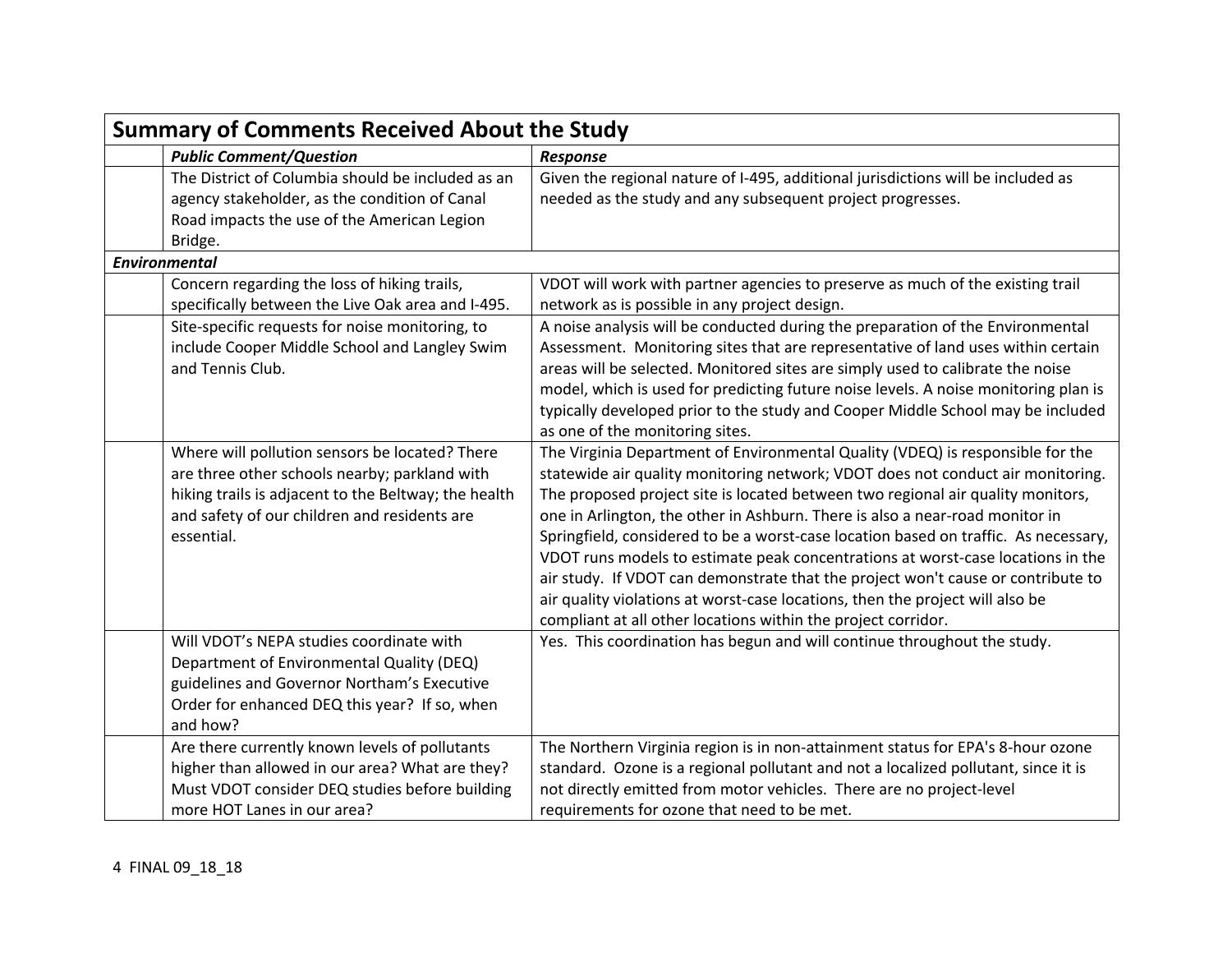## Summary of Comments Received About the Study

| | *Public Comment/Question* | *Response* |
|---|---|---|
| | The District of Columbia should be included as an agency stakeholder, as the condition of Canal Road impacts the use of the American Legion Bridge. | Given the regional nature of I-495, additional jurisdictions will be included as needed as the study and any subsequent project progresses. |
| ***Environmental*** | | |
| | Concern regarding the loss of hiking trails, specifically between the Live Oak area and I-495. | VDOT will work with partner agencies to preserve as much of the existing trail network as is possible in any project design. |
| | Site-specific requests for noise monitoring, to include Cooper Middle School and Langley Swim and Tennis Club. | A noise analysis will be conducted during the preparation of the Environmental Assessment. Monitoring sites that are representative of land uses within certain areas will be selected. Monitored sites are simply used to calibrate the noise model, which is used for predicting future noise levels. A noise monitoring plan is typically developed prior to the study and Cooper Middle School may be included as one of the monitoring sites. |
| | Where will pollution sensors be located? There are three other schools nearby; parkland with hiking trails is adjacent to the Beltway; the health and safety of our children and residents are essential. | The Virginia Department of Environmental Quality (VDEQ) is responsible for the statewide air quality monitoring network; VDOT does not conduct air monitoring. The proposed project site is located between two regional air quality monitors, one in Arlington, the other in Ashburn. There is also a near-road monitor in Springfield, considered to be a worst-case location based on traffic. As necessary, VDOT runs models to estimate peak concentrations at worst-case locations in the air study. If VDOT can demonstrate that the project won't cause or contribute to air quality violations at worst-case locations, then the project will also be compliant at all other locations within the project corridor. |
| | Will VDOT's NEPA studies coordinate with Department of Environmental Quality (DEQ) guidelines and Governor Northam's Executive Order for enhanced DEQ this year? If so, when and how? | Yes. This coordination has begun and will continue throughout the study. |
| | Are there currently known levels of pollutants higher than allowed in our area? What are they? Must VDOT consider DEQ studies before building more HOT Lanes in our area? | The Northern Virginia region is in non-attainment status for EPA's 8-hour ozone standard. Ozone is a regional pollutant and not a localized pollutant, since it is not directly emitted from motor vehicles. There are no project-level requirements for ozone that need to be met. |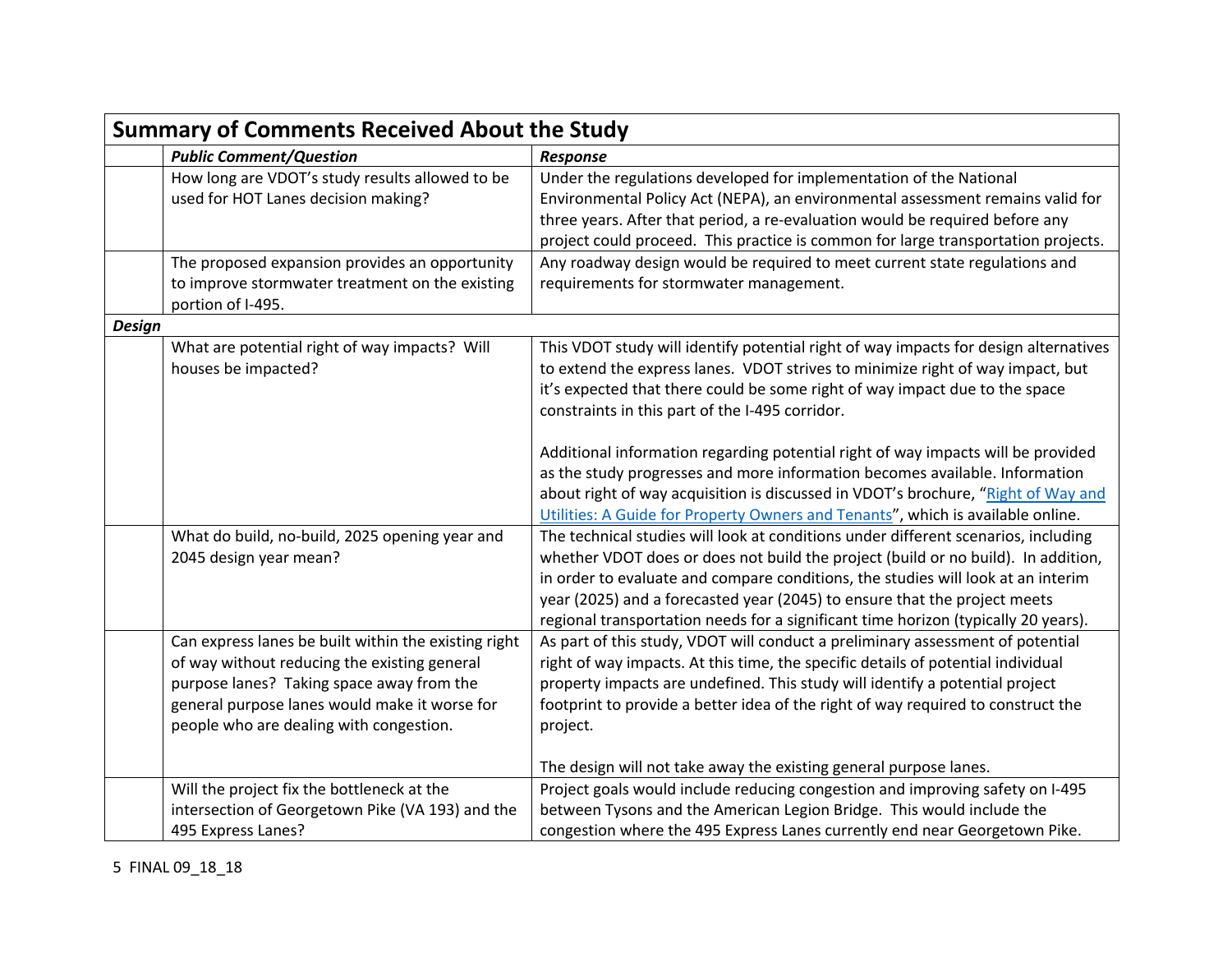| Summary of Comments Received About the Study | | |
|---|---|---|
| | ***Public Comment/Question*** | ***Response*** |
| | How long are VDOT's study results allowed to be used for HOT Lanes decision making? | Under the regulations developed for implementation of the National Environmental Policy Act (NEPA), an environmental assessment remains valid for three years. After that period, a re-evaluation would be required before any project could proceed. This practice is common for large transportation projects. |
| | The proposed expansion provides an opportunity to improve stormwater treatment on the existing portion of I-495. | Any roadway design would be required to meet current state regulations and requirements for stormwater management. |
| ***Design*** | | |
| | What are potential right of way impacts? Will houses be impacted? | This VDOT study will identify potential right of way impacts for design alternatives to extend the express lanes. VDOT strives to minimize right of way impact, but it's expected that there could be some right of way impact due to the space constraints in this part of the I-495 corridor.<br><br>Additional information regarding potential right of way impacts will be provided as the study progresses and more information becomes available. Information about right of way acquisition is discussed in VDOT's brochure, "Right of Way and Utilities: A Guide for Property Owners and Tenants", which is available online. |
| | What do build, no-build, 2025 opening year and 2045 design year mean? | The technical studies will look at conditions under different scenarios, including whether VDOT does or does not build the project (build or no build). In addition, in order to evaluate and compare conditions, the studies will look at an interim year (2025) and a forecasted year (2045) to ensure that the project meets regional transportation needs for a significant time horizon (typically 20 years). |
| | Can express lanes be built within the existing right of way without reducing the existing general purpose lanes? Taking space away from the general purpose lanes would make it worse for people who are dealing with congestion. | As part of this study, VDOT will conduct a preliminary assessment of potential right of way impacts. At this time, the specific details of potential individual property impacts are undefined. This study will identify a potential project footprint to provide a better idea of the right of way required to construct the project.<br><br>The design will not take away the existing general purpose lanes. |
| | Will the project fix the bottleneck at the intersection of Georgetown Pike (VA 193) and the 495 Express Lanes? | Project goals would include reducing congestion and improving safety on I-495 between Tysons and the American Legion Bridge. This would include the congestion where the 495 Express Lanes currently end near Georgetown Pike. |

FINAL 09_18_18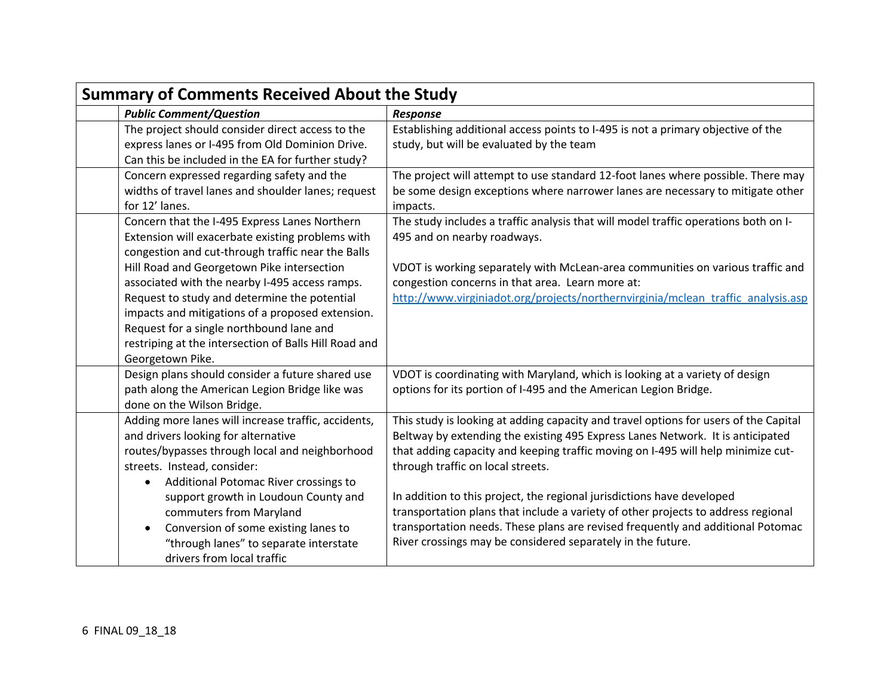| Summary of Comments Received About the Study | | |
|---|---|---|
| | ***Public Comment/Question*** | ***Response*** |
| | The project should consider direct access to the express lanes or I-495 from Old Dominion Drive. Can this be included in the EA for further study? | Establishing additional access points to I-495 is not a primary objective of the study, but will be evaluated by the team |
| | Concern expressed regarding safety and the widths of travel lanes and shoulder lanes; request for 12' lanes. | The project will attempt to use standard 12-foot lanes where possible. There may be some design exceptions where narrower lanes are necessary to mitigate other impacts. |
| | Concern that the I-495 Express Lanes Northern Extension will exacerbate existing problems with congestion and cut-through traffic near the Balls Hill Road and Georgetown Pike intersection associated with the nearby I-495 access ramps. Request to study and determine the potential impacts and mitigations of a proposed extension. Request for a single northbound lane and restriping at the intersection of Balls Hill Road and Georgetown Pike. | The study includes a traffic analysis that will model traffic operations both on I-495 and on nearby roadways.<br><br>VDOT is working separately with McLean-area communities on various traffic and congestion concerns in that area. Learn more at: http://www.virginiadot.org/projects/northernvirginia/mclean_traffic_analysis.asp |
| | Design plans should consider a future shared use path along the American Legion Bridge like was done on the Wilson Bridge. | VDOT is coordinating with Maryland, which is looking at a variety of design options for its portion of I-495 and the American Legion Bridge. |
| | Adding more lanes will increase traffic, accidents, and drivers looking for alternative routes/bypasses through local and neighborhood streets. Instead, consider:<br>• Additional Potomac River crossings to support growth in Loudoun County and commuters from Maryland<br>• Conversion of some existing lanes to "through lanes" to separate interstate drivers from local traffic | This study is looking at adding capacity and travel options for users of the Capital Beltway by extending the existing 495 Express Lanes Network. It is anticipated that adding capacity and keeping traffic moving on I-495 will help minimize cut-through traffic on local streets.<br><br>In addition to this project, the regional jurisdictions have developed transportation plans that include a variety of other projects to address regional transportation needs. These plans are revised frequently and additional Potomac River crossings may be considered separately in the future. |

FINAL 09_18_18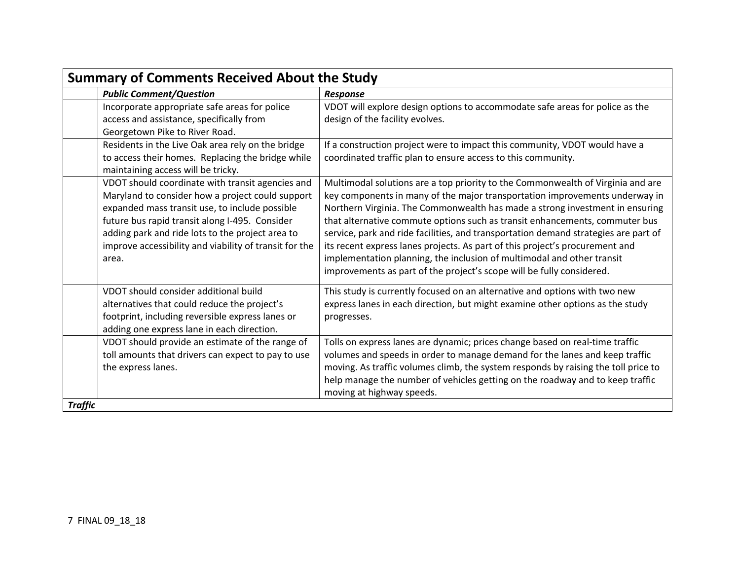## Summary of Comments Received About the Study

| | *Public Comment/Question* | *Response* |
|---|---|---|
| | Incorporate appropriate safe areas for police access and assistance, specifically from Georgetown Pike to River Road. | VDOT will explore design options to accommodate safe areas for police as the design of the facility evolves. |
| | Residents in the Live Oak area rely on the bridge to access their homes. Replacing the bridge while maintaining access will be tricky. | If a construction project were to impact this community, VDOT would have a coordinated traffic plan to ensure access to this community. |
| | VDOT should coordinate with transit agencies and Maryland to consider how a project could support expanded mass transit use, to include possible future bus rapid transit along I-495. Consider adding park and ride lots to the project area to improve accessibility and viability of transit for the area. | Multimodal solutions are a top priority to the Commonwealth of Virginia and are key components in many of the major transportation improvements underway in Northern Virginia. The Commonwealth has made a strong investment in ensuring that alternative commute options such as transit enhancements, commuter bus service, park and ride facilities, and transportation demand strategies are part of its recent express lanes projects. As part of this project's procurement and implementation planning, the inclusion of multimodal and other transit improvements as part of the project's scope will be fully considered. |
| | VDOT should consider additional build alternatives that could reduce the project's footprint, including reversible express lanes or adding one express lane in each direction. | This study is currently focused on an alternative and options with two new express lanes in each direction, but might examine other options as the study progresses. |
| | VDOT should provide an estimate of the range of toll amounts that drivers can expect to pay to use the express lanes. | Tolls on express lanes are dynamic; prices change based on real-time traffic volumes and speeds in order to manage demand for the lanes and keep traffic moving. As traffic volumes climb, the system responds by raising the toll price to help manage the number of vehicles getting on the roadway and to keep traffic moving at highway speeds. |
| ***Traffic*** | | |

7 FINAL 09_18_18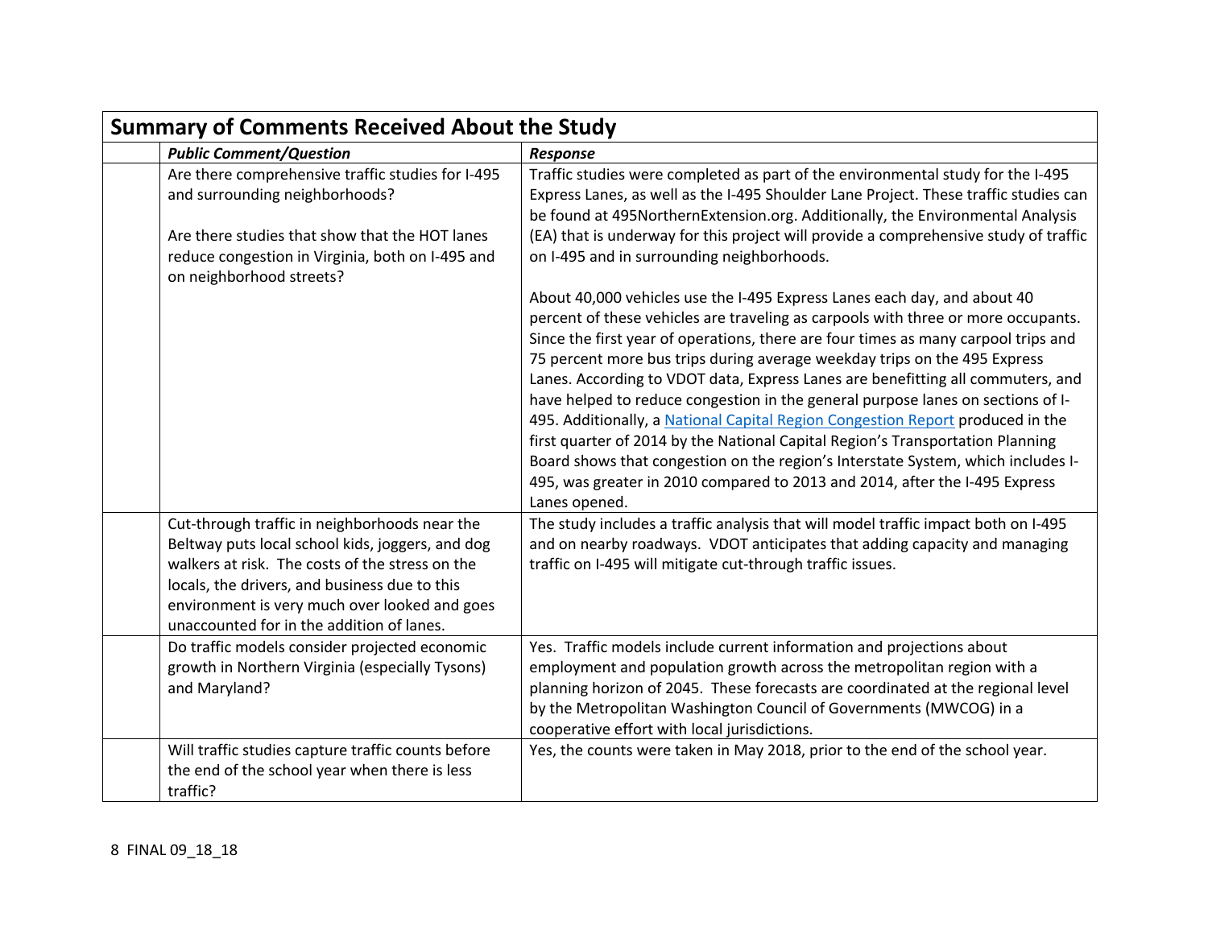## Summary of Comments Received About the Study

| | *Public Comment/Question* | *Response* |
|---|---|---|
| | Are there comprehensive traffic studies for I-495 and surrounding neighborhoods?<br><br>Are there studies that show that the HOT lanes reduce congestion in Virginia, both on I-495 and on neighborhood streets? | Traffic studies were completed as part of the environmental study for the I-495 Express Lanes, as well as the I-495 Shoulder Lane Project. These traffic studies can be found at 495NorthernExtension.org. Additionally, the Environmental Analysis (EA) that is underway for this project will provide a comprehensive study of traffic on I-495 and in surrounding neighborhoods.<br><br>About 40,000 vehicles use the I-495 Express Lanes each day, and about 40 percent of these vehicles are traveling as carpools with three or more occupants. Since the first year of operations, there are four times as many carpool trips and 75 percent more bus trips during average weekday trips on the 495 Express Lanes. According to VDOT data, Express Lanes are benefitting all commuters, and have helped to reduce congestion in the general purpose lanes on sections of I-495. Additionally, a National Capital Region Congestion Report produced in the first quarter of 2014 by the National Capital Region's Transportation Planning Board shows that congestion on the region's Interstate System, which includes I-495, was greater in 2010 compared to 2013 and 2014, after the I-495 Express Lanes opened. |
| | Cut-through traffic in neighborhoods near the Beltway puts local school kids, joggers, and dog walkers at risk. The costs of the stress on the locals, the drivers, and business due to this environment is very much over looked and goes unaccounted for in the addition of lanes. | The study includes a traffic analysis that will model traffic impact both on I-495 and on nearby roadways. VDOT anticipates that adding capacity and managing traffic on I-495 will mitigate cut-through traffic issues. |
| | Do traffic models consider projected economic growth in Northern Virginia (especially Tysons) and Maryland? | Yes. Traffic models include current information and projections about employment and population growth across the metropolitan region with a planning horizon of 2045. These forecasts are coordinated at the regional level by the Metropolitan Washington Council of Governments (MWCOG) in a cooperative effort with local jurisdictions. |
| | Will traffic studies capture traffic counts before the end of the school year when there is less traffic? | Yes, the counts were taken in May 2018, prior to the end of the school year. |

FINAL 09_18_18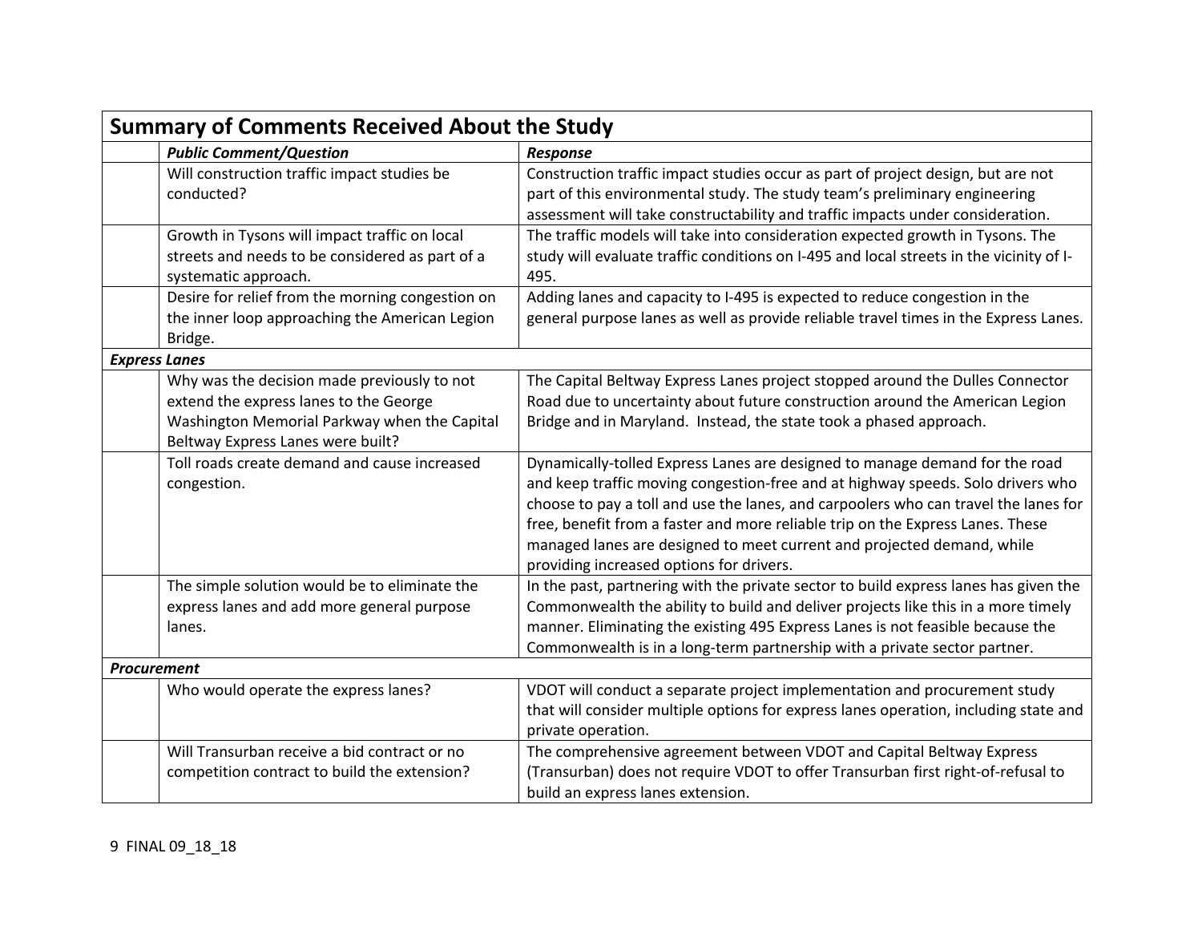## Summary of Comments Received About the Study

| | *Public Comment/Question* | *Response* |
|---|---|---|
| | Will construction traffic impact studies be conducted? | Construction traffic impact studies occur as part of project design, but are not part of this environmental study. The study team's preliminary engineering assessment will take constructability and traffic impacts under consideration. |
| | Growth in Tysons will impact traffic on local streets and needs to be considered as part of a systematic approach. | The traffic models will take into consideration expected growth in Tysons. The study will evaluate traffic conditions on I-495 and local streets in the vicinity of I-495. |
| | Desire for relief from the morning congestion on the inner loop approaching the American Legion Bridge. | Adding lanes and capacity to I-495 is expected to reduce congestion in the general purpose lanes as well as provide reliable travel times in the Express Lanes. |
| ***Express Lanes*** | | |
| | Why was the decision made previously to not extend the express lanes to the George Washington Memorial Parkway when the Capital Beltway Express Lanes were built? | The Capital Beltway Express Lanes project stopped around the Dulles Connector Road due to uncertainty about future construction around the American Legion Bridge and in Maryland. Instead, the state took a phased approach. |
| | Toll roads create demand and cause increased congestion. | Dynamically-tolled Express Lanes are designed to manage demand for the road and keep traffic moving congestion-free and at highway speeds. Solo drivers who choose to pay a toll and use the lanes, and carpoolers who can travel the lanes for free, benefit from a faster and more reliable trip on the Express Lanes. These managed lanes are designed to meet current and projected demand, while providing increased options for drivers. |
| | The simple solution would be to eliminate the express lanes and add more general purpose lanes. | In the past, partnering with the private sector to build express lanes has given the Commonwealth the ability to build and deliver projects like this in a more timely manner. Eliminating the existing 495 Express Lanes is not feasible because the Commonwealth is in a long-term partnership with a private sector partner. |
| ***Procurement*** | | |
| | Who would operate the express lanes? | VDOT will conduct a separate project implementation and procurement study that will consider multiple options for express lanes operation, including state and private operation. |
| | Will Transurban receive a bid contract or no competition contract to build the extension? | The comprehensive agreement between VDOT and Capital Beltway Express (Transurban) does not require VDOT to offer Transurban first right-of-refusal to build an express lanes extension. |

FINAL 09_18_18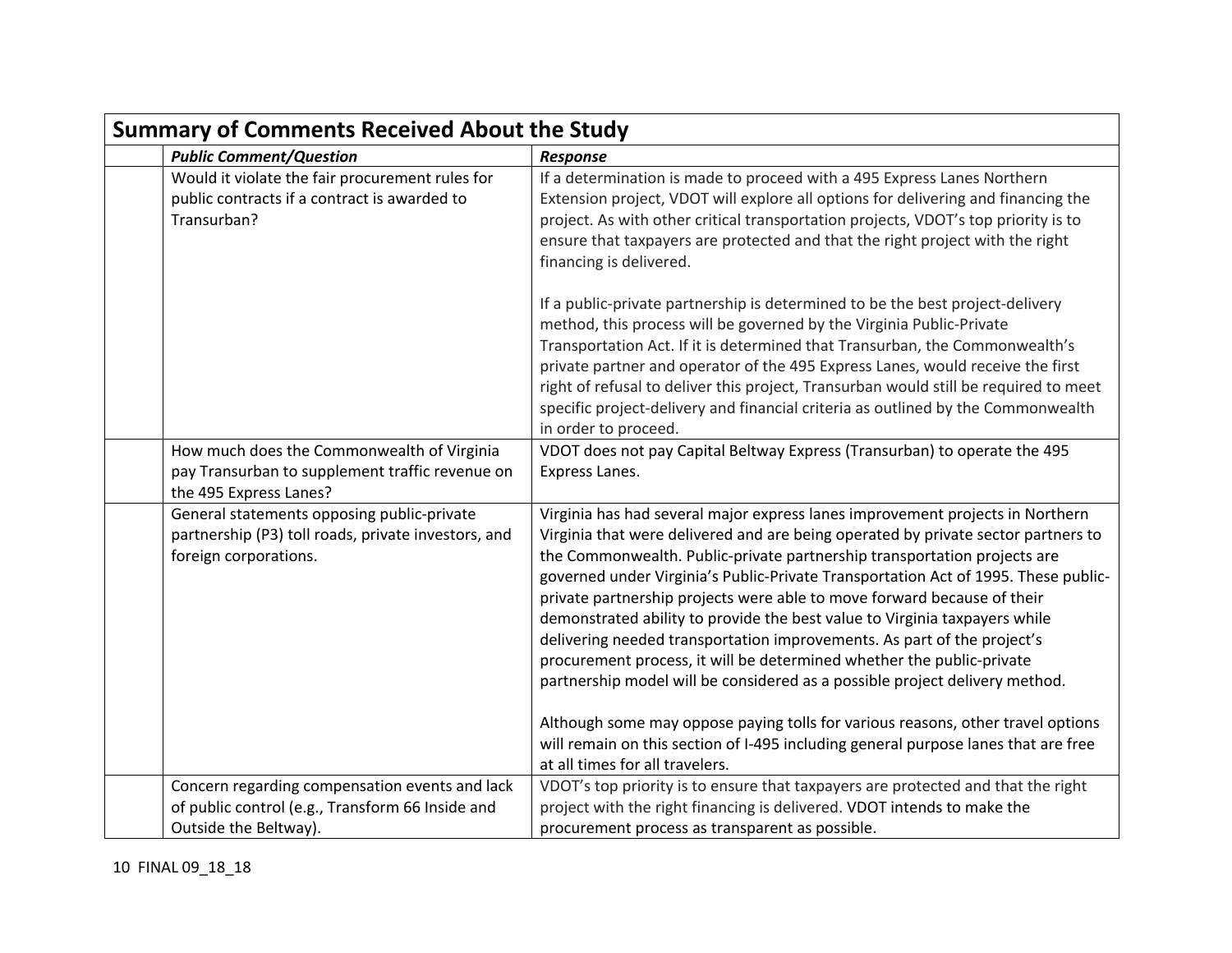## Summary of Comments Received About the Study

| | *Public Comment/Question* | *Response* |
|---|---|---|
| | Would it violate the fair procurement rules for public contracts if a contract is awarded to Transurban? | If a determination is made to proceed with a 495 Express Lanes Northern Extension project, VDOT will explore all options for delivering and financing the project. As with other critical transportation projects, VDOT's top priority is to ensure that taxpayers are protected and that the right project with the right financing is delivered.<br><br>If a public-private partnership is determined to be the best project-delivery method, this process will be governed by the Virginia Public-Private Transportation Act. If it is determined that Transurban, the Commonwealth's private partner and operator of the 495 Express Lanes, would receive the first right of refusal to deliver this project, Transurban would still be required to meet specific project-delivery and financial criteria as outlined by the Commonwealth in order to proceed. |
| | How much does the Commonwealth of Virginia pay Transurban to supplement traffic revenue on the 495 Express Lanes? | VDOT does not pay Capital Beltway Express (Transurban) to operate the 495 Express Lanes. |
| | General statements opposing public-private partnership (P3) toll roads, private investors, and foreign corporations. | Virginia has had several major express lanes improvement projects in Northern Virginia that were delivered and are being operated by private sector partners to the Commonwealth. Public-private partnership transportation projects are governed under Virginia's Public-Private Transportation Act of 1995. These public-private partnership projects were able to move forward because of their demonstrated ability to provide the best value to Virginia taxpayers while delivering needed transportation improvements. As part of the project's procurement process, it will be determined whether the public-private partnership model will be considered as a possible project delivery method.<br><br>Although some may oppose paying tolls for various reasons, other travel options will remain on this section of I-495 including general purpose lanes that are free at all times for all travelers. |
| | Concern regarding compensation events and lack of public control (e.g., Transform 66 Inside and Outside the Beltway). | VDOT's top priority is to ensure that taxpayers are protected and that the right project with the right financing is delivered. VDOT intends to make the procurement process as transparent as possible. |

10 FINAL 09_18_18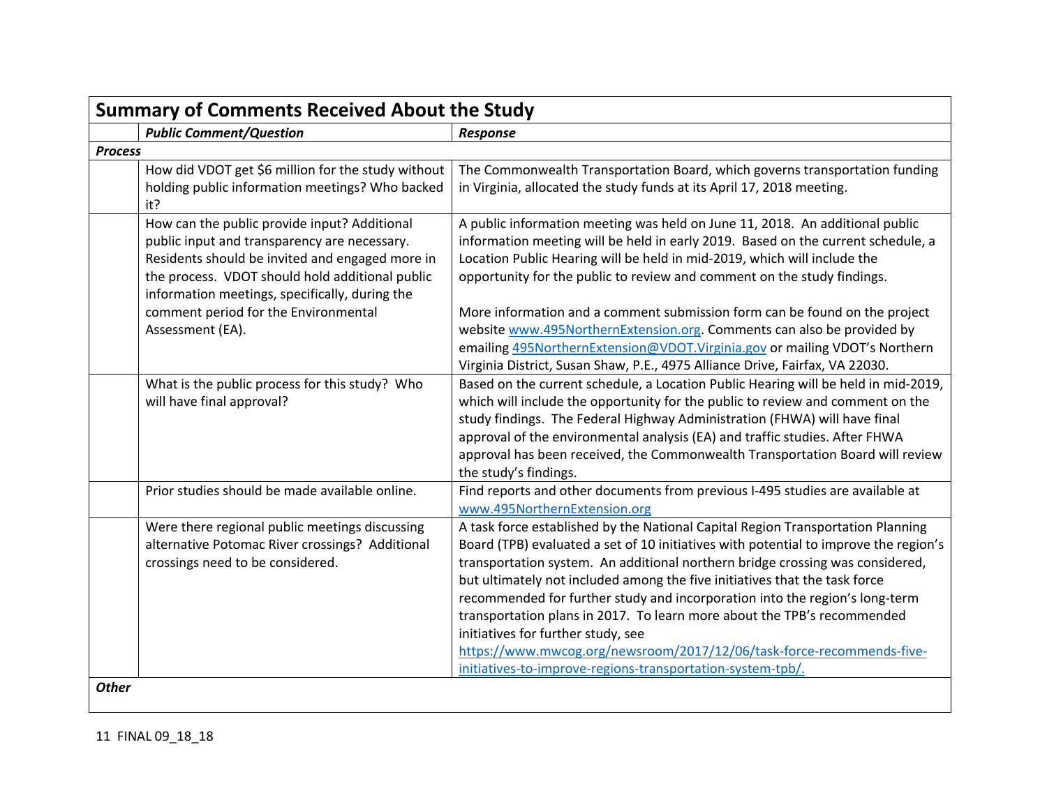| Summary of Comments Received About the Study | | |
|---|---|---|
| | ***Public Comment/Question*** | ***Response*** |
| ***Process*** | | |
| | How did VDOT get $6 million for the study without holding public information meetings? Who backed it? | The Commonwealth Transportation Board, which governs transportation funding in Virginia, allocated the study funds at its April 17, 2018 meeting. |
| | How can the public provide input? Additional public input and transparency are necessary. Residents should be invited and engaged more in the process. VDOT should hold additional public information meetings, specifically, during the comment period for the Environmental Assessment (EA). | A public information meeting was held on June 11, 2018. An additional public information meeting will be held in early 2019. Based on the current schedule, a Location Public Hearing will be held in mid-2019, which will include the opportunity for the public to review and comment on the study findings.<br><br>More information and a comment submission form can be found on the project website www.495NorthernExtension.org. Comments can also be provided by emailing 495NorthernExtension@VDOT.Virginia.gov or mailing VDOT's Northern Virginia District, Susan Shaw, P.E., 4975 Alliance Drive, Fairfax, VA 22030. |
| | What is the public process for this study? Who will have final approval? | Based on the current schedule, a Location Public Hearing will be held in mid-2019, which will include the opportunity for the public to review and comment on the study findings. The Federal Highway Administration (FHWA) will have final approval of the environmental analysis (EA) and traffic studies. After FHWA approval has been received, the Commonwealth Transportation Board will review the study's findings. |
| | Prior studies should be made available online. | Find reports and other documents from previous I-495 studies are available at www.495NorthernExtension.org |
| | Were there regional public meetings discussing alternative Potomac River crossings? Additional crossings need to be considered. | A task force established by the National Capital Region Transportation Planning Board (TPB) evaluated a set of 10 initiatives with potential to improve the region's transportation system. An additional northern bridge crossing was considered, but ultimately not included among the five initiatives that the task force recommended for further study and incorporation into the region's long-term transportation plans in 2017. To learn more about the TPB's recommended initiatives for further study, see https://www.mwcog.org/newsroom/2017/12/06/task-force-recommends-five-initiatives-to-improve-regions-transportation-system-tpb/. |
| ***Other*** | | |

11 FINAL 09_18_18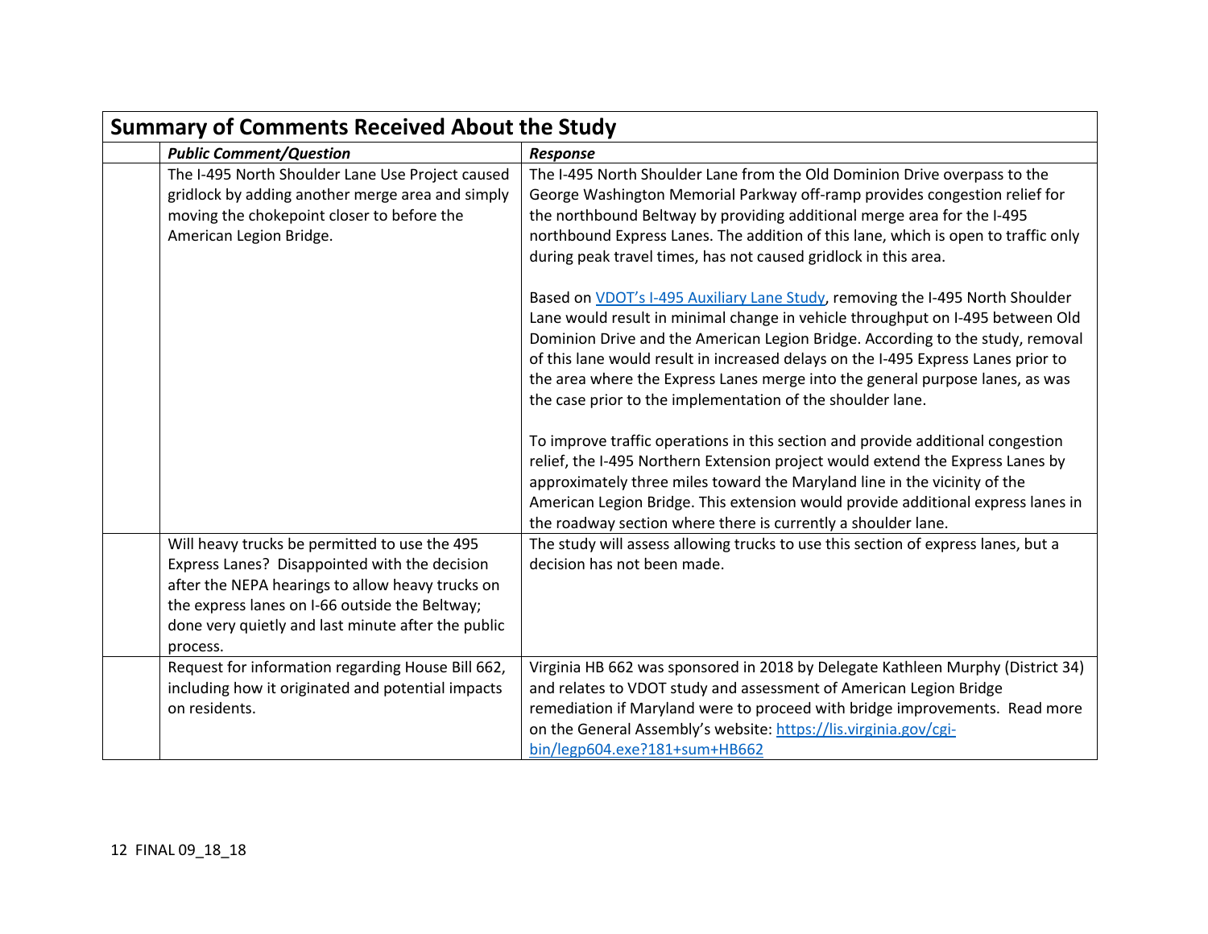## Summary of Comments Received About the Study

| | *Public Comment/Question* | *Response* |
|---|---|---|
| | The I-495 North Shoulder Lane Use Project caused gridlock by adding another merge area and simply moving the chokepoint closer to before the American Legion Bridge. | The I-495 North Shoulder Lane from the Old Dominion Drive overpass to the George Washington Memorial Parkway off-ramp provides congestion relief for the northbound Beltway by providing additional merge area for the I-495 northbound Express Lanes. The addition of this lane, which is open to traffic only during peak travel times, has not caused gridlock in this area.<br><br>Based on VDOT's I-495 Auxiliary Lane Study, removing the I-495 North Shoulder Lane would result in minimal change in vehicle throughput on I-495 between Old Dominion Drive and the American Legion Bridge. According to the study, removal of this lane would result in increased delays on the I-495 Express Lanes prior to the area where the Express Lanes merge into the general purpose lanes, as was the case prior to the implementation of the shoulder lane.<br><br>To improve traffic operations in this section and provide additional congestion relief, the I-495 Northern Extension project would extend the Express Lanes by approximately three miles toward the Maryland line in the vicinity of the American Legion Bridge. This extension would provide additional express lanes in the roadway section where there is currently a shoulder lane. |
| | Will heavy trucks be permitted to use the 495 Express Lanes? Disappointed with the decision after the NEPA hearings to allow heavy trucks on the express lanes on I-66 outside the Beltway; done very quietly and last minute after the public process. | The study will assess allowing trucks to use this section of express lanes, but a decision has not been made. |
| | Request for information regarding House Bill 662, including how it originated and potential impacts on residents. | Virginia HB 662 was sponsored in 2018 by Delegate Kathleen Murphy (District 34) and relates to VDOT study and assessment of American Legion Bridge remediation if Maryland were to proceed with bridge improvements. Read more on the General Assembly's website: https://lis.virginia.gov/cgi-bin/legp604.exe?181+sum+HB662 |

FINAL 09_18_18